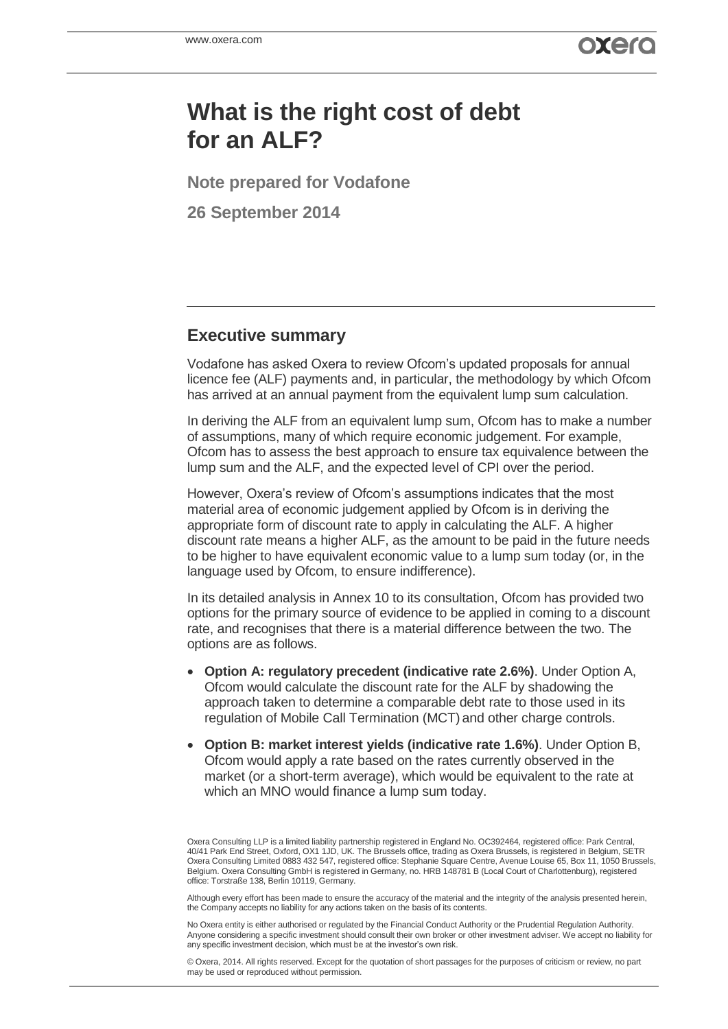# What is the right cost of debt for an ALF?

**Note prepared for Vodafone**

**26 September 2014**

## Executive summary

Vodafone has asked Oxera to review Ofcom's updated proposals for annual licence fee (ALF) payments and, in particular, the methodology by which Ofcom has arrived at an annual payment from the equivalent lump sum calculation.

In deriving the ALF from an equivalent lump sum, Ofcom has to make a number of assumptions, many of which require economic judgement. For example, Ofcom has to assess the best approach to ensure tax equivalence between the lump sum and the ALF, and the expected level of CPI over the period.

However, Oxera's review of Ofcom's assumptions indicates that the most material area of economic judgement applied by Ofcom is in deriving the appropriate form of discount rate to apply in calculating the ALF. A higher discount rate means a higher ALF, as the amount to be paid in the future needs to be higher to have equivalent economic value to a lump sum today (or, in the language used by Ofcom, to ensure indifference).

In its detailed analysis in Annex 10 to its consultation, Ofcom has provided two options for the primary source of evidence to be applied in coming to a discount rate, and recognises that there is a material difference between the two. The options are as follows.

- **Option A: regulatory precedent (indicative rate 2.6%)**. Under Option A, Ofcom would calculate the discount rate for the ALF by shadowing the approach taken to determine a comparable debt rate to those used in its regulation of Mobile Call Termination (MCT) and other charge controls.
- **Option B: market interest yields (indicative rate 1.6%)**. Under Option B, Ofcom would apply a rate based on the rates currently observed in the market (or a short-term average), which would be equivalent to the rate at which an MNO would finance a lump sum today.

Oxera Consulting LLP is a limited liability partnership registered in England No. OC392464, registered office: Park Central, 40/41 Park End Street, Oxford, OX1 1JD, UK. The Brussels office, trading as Oxera Brussels, is registered in Belgium, SETR Oxera Consulting Limited 0883 432 547, registered office: Stephanie Square Centre, Avenue Louise 65, Box 11, 1050 Brussels, Belgium. Oxera Consulting GmbH is registered in Germany, no. HRB 148781 B (Local Court of Charlottenburg), registered office: Torstraße 138, Berlin 10119, Germany.

Although every effort has been made to ensure the accuracy of the material and the integrity of the analysis presented herein, the Company accepts no liability for any actions taken on the basis of its contents.

No Oxera entity is either authorised or regulated by the Financial Conduct Authority or the Prudential Regulation Authority. Anyone considering a specific investment should consult their own broker or other investment adviser. We accept no liability for any specific investment decision, which must be at the investor's own risk.

© Oxera, 2014. All rights reserved. Except for the quotation of short passages for the purposes of criticism or review, no part may be used or reproduced without permission.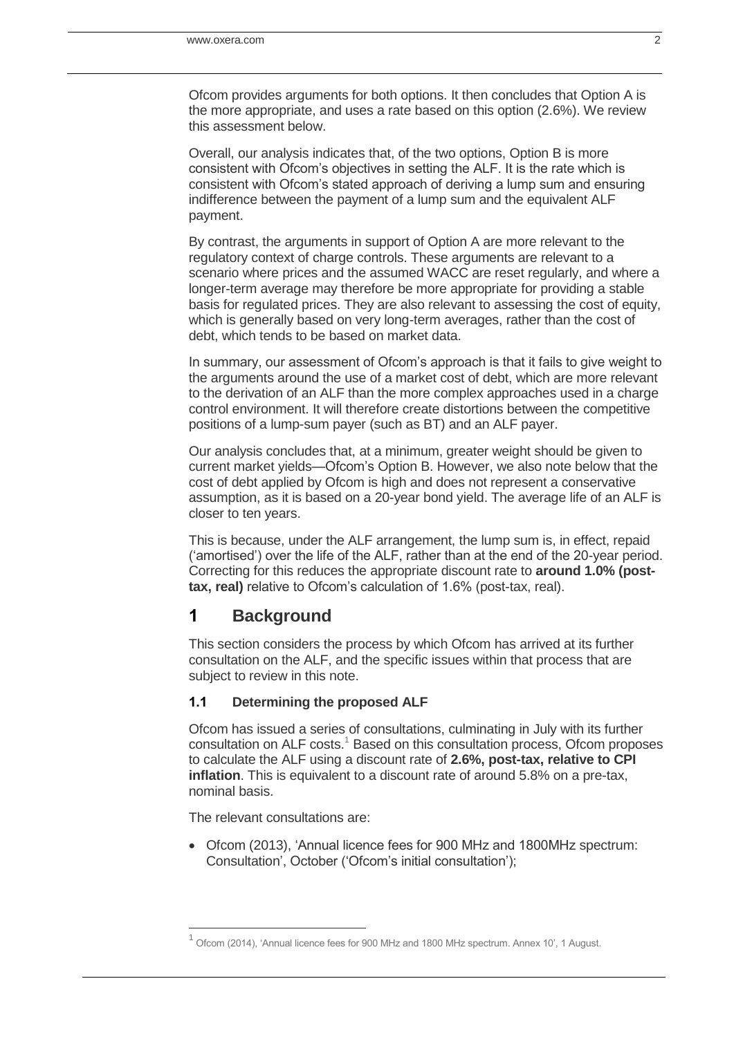Ofcom provides arguments for both options. It then concludes that Option A is the more appropriate, and uses a rate based on this option (2.6%). We review this assessment below.

Overall, our analysis indicates that, of the two options, Option B is more consistent with Ofcom's objectives in setting the ALF. It is the rate which is consistent with Ofcom's stated approach of deriving a lump sum and ensuring indifference between the payment of a lump sum and the equivalent ALF payment.

By contrast, the arguments in support of Option A are more relevant to the regulatory context of charge controls. These arguments are relevant to a scenario where prices and the assumed WACC are reset regularly, and where a longer-term average may therefore be more appropriate for providing a stable basis for regulated prices. They are also relevant to assessing the cost of equity, which is generally based on very long-term averages, rather than the cost of debt, which tends to be based on market data.

In summary, our assessment of Ofcom's approach is that it fails to give weight to the arguments around the use of a market cost of debt, which are more relevant to the derivation of an ALF than the more complex approaches used in a charge control environment. It will therefore create distortions between the competitive positions of a lump-sum payer (such as BT) and an ALF payer.

Our analysis concludes that, at a minimum, greater weight should be given to current market yields—Ofcom's Option B. However, we also note below that the cost of debt applied by Ofcom is high and does not represent a conservative assumption, as it is based on a 20-year bond yield. The average life of an ALF is closer to ten years.

This is because, under the ALF arrangement, the lump sum is, in effect, repaid ('amortised') over the life of the ALF, rather than at the end of the 20-year period. Correcting for this reduces the appropriate discount rate to **around 1.0% (post-tax, real)** relative to Ofcom's calculation of 1.6% (post-tax, real).

# 1 Background

This section considers the process by which Ofcom has arrived at its further consultation on the ALF, and the specific issues within that process that are subject to review in this note.

## 1.1 Determining the proposed ALF

Ofcom has issued a series of consultations, culminating in July with its further consultation on ALF costs.[1] Based on this consultation process, Ofcom proposes to calculate the ALF using a discount rate of **2.6%, post-tax, relative to CPI inflation**. This is equivalent to a discount rate of around 5.8% on a pre-tax, nominal basis.

The relevant consultations are:

- Ofcom (2013), 'Annual licence fees for 900 MHz and 1800MHz spectrum: Consultation', October ('Ofcom's initial consultation');

[1] Ofcom (2014), 'Annual licence fees for 900 MHz and 1800 MHz spectrum. Annex 10', 1 August.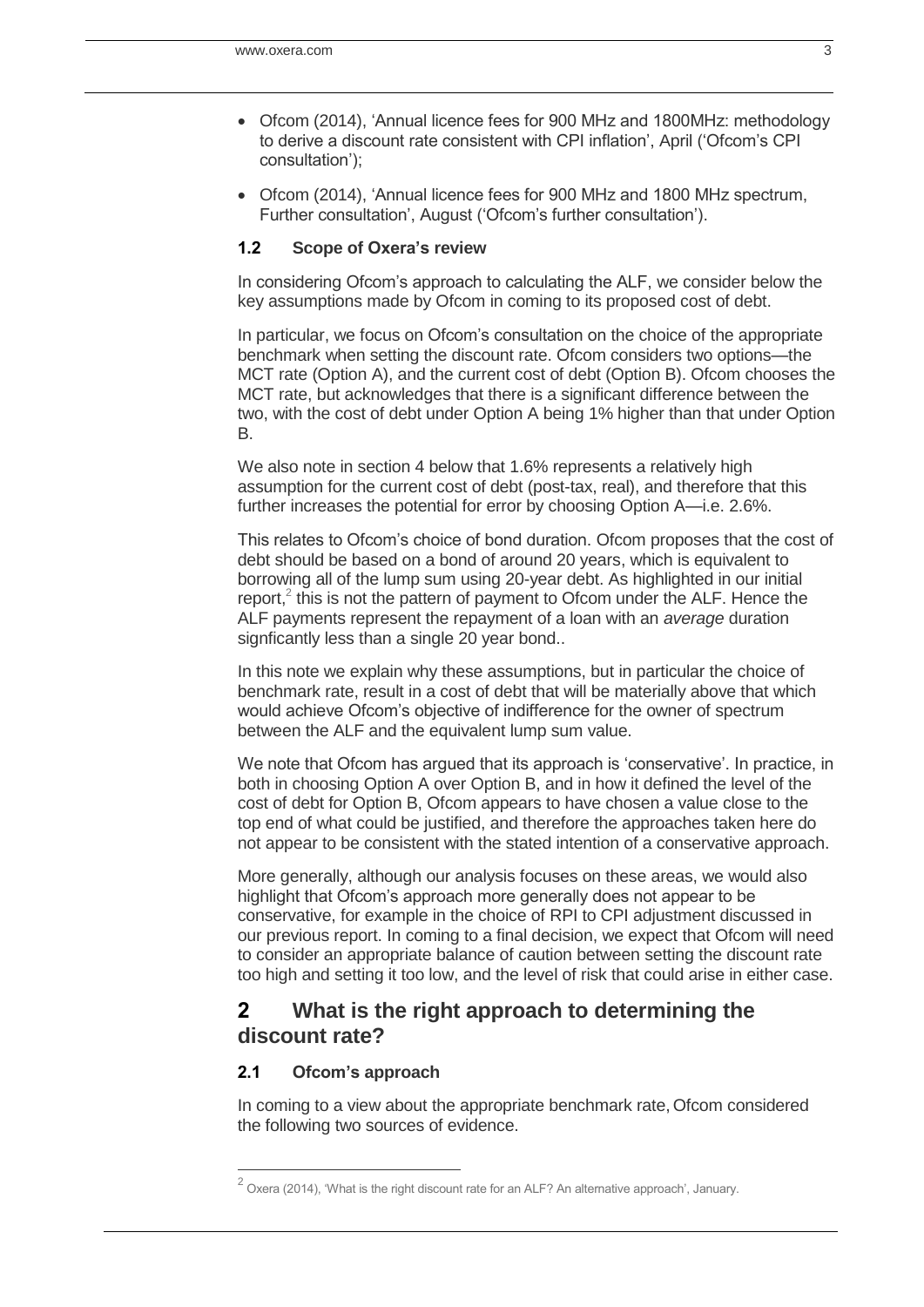- Ofcom (2014), 'Annual licence fees for 900 MHz and 1800MHz: methodology to derive a discount rate consistent with CPI inflation', April ('Ofcom's CPI consultation');
- Ofcom (2014), 'Annual licence fees for 900 MHz and 1800 MHz spectrum, Further consultation', August ('Ofcom's further consultation').

### 1.2 Scope of Oxera's review

In considering Ofcom's approach to calculating the ALF, we consider below the key assumptions made by Ofcom in coming to its proposed cost of debt.

In particular, we focus on Ofcom's consultation on the choice of the appropriate benchmark when setting the discount rate. Ofcom considers two options—the MCT rate (Option A), and the current cost of debt (Option B). Ofcom chooses the MCT rate, but acknowledges that there is a significant difference between the two, with the cost of debt under Option A being 1% higher than that under Option B.

We also note in section 4 below that 1.6% represents a relatively high assumption for the current cost of debt (post-tax, real), and therefore that this further increases the potential for error by choosing Option A—i.e. 2.6%.

This relates to Ofcom's choice of bond duration. Ofcom proposes that the cost of debt should be based on a bond of around 20 years, which is equivalent to borrowing all of the lump sum using 20-year debt. As highlighted in our initial report,[2] this is not the pattern of payment to Ofcom under the ALF. Hence the ALF payments represent the repayment of a loan with an *average* duration signficantly less than a single 20 year bond..

In this note we explain why these assumptions, but in particular the choice of benchmark rate, result in a cost of debt that will be materially above that which would achieve Ofcom's objective of indifference for the owner of spectrum between the ALF and the equivalent lump sum value.

We note that Ofcom has argued that its approach is 'conservative'. In practice, in both in choosing Option A over Option B, and in how it defined the level of the cost of debt for Option B, Ofcom appears to have chosen a value close to the top end of what could be justified, and therefore the approaches taken here do not appear to be consistent with the stated intention of a conservative approach.

More generally, although our analysis focuses on these areas, we would also highlight that Ofcom's approach more generally does not appear to be conservative, for example in the choice of RPI to CPI adjustment discussed in our previous report. In coming to a final decision, we expect that Ofcom will need to consider an appropriate balance of caution between setting the discount rate too high and setting it too low, and the level of risk that could arise in either case.

## 2 What is the right approach to determining the discount rate?

### 2.1 Ofcom's approach

In coming to a view about the appropriate benchmark rate, Ofcom considered the following two sources of evidence.

[2] Oxera (2014), 'What is the right discount rate for an ALF? An alternative approach', January.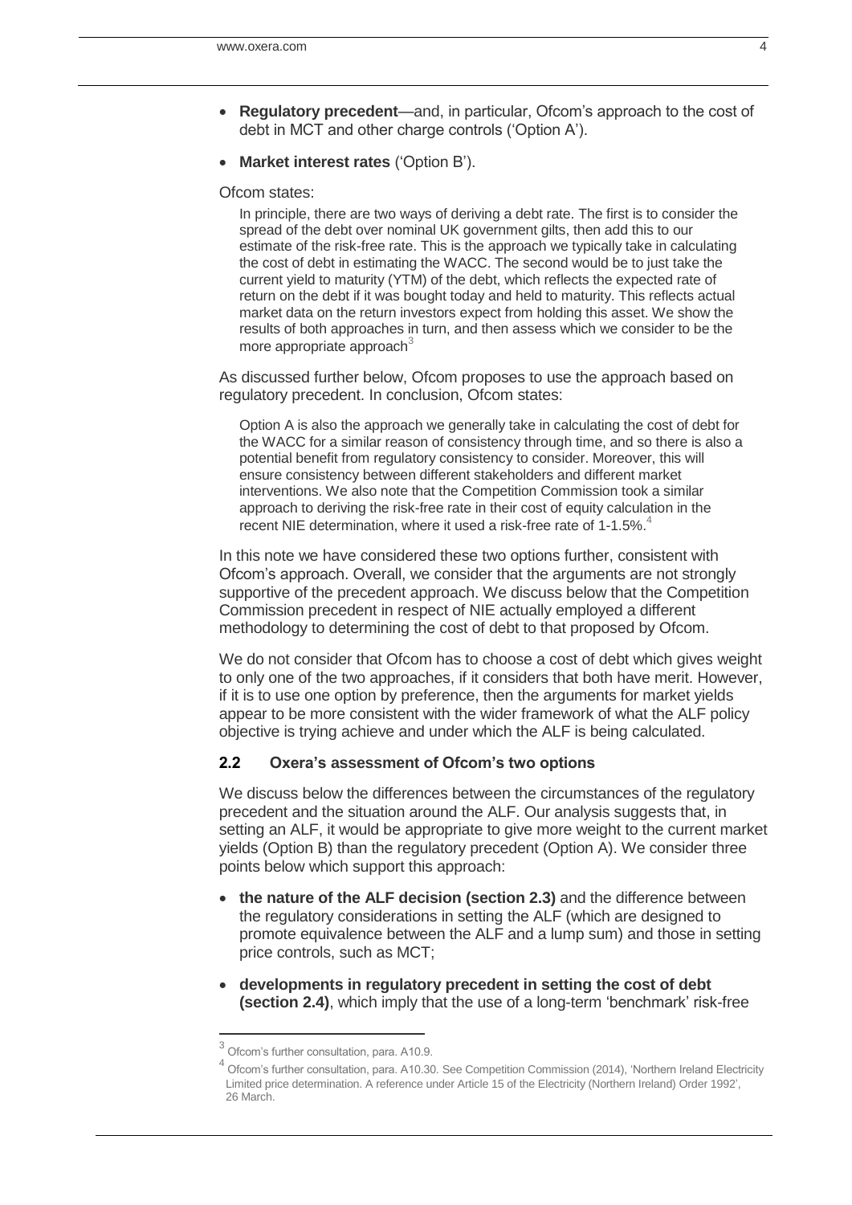- **Regulatory precedent**—and, in particular, Ofcom's approach to the cost of debt in MCT and other charge controls ('Option A').
- **Market interest rates** ('Option B').

Ofcom states:

> In principle, there are two ways of deriving a debt rate. The first is to consider the spread of the debt over nominal UK government gilts, then add this to our estimate of the risk-free rate. This is the approach we typically take in calculating the cost of debt in estimating the WACC. The second would be to just take the current yield to maturity (YTM) of the debt, which reflects the expected rate of return on the debt if it was bought today and held to maturity. This reflects actual market data on the return investors expect from holding this asset. We show the results of both approaches in turn, and then assess which we consider to be the more appropriate approach[3]

As discussed further below, Ofcom proposes to use the approach based on regulatory precedent. In conclusion, Ofcom states:

> Option A is also the approach we generally take in calculating the cost of debt for the WACC for a similar reason of consistency through time, and so there is also a potential benefit from regulatory consistency to consider. Moreover, this will ensure consistency between different stakeholders and different market interventions. We also note that the Competition Commission took a similar approach to deriving the risk-free rate in their cost of equity calculation in the recent NIE determination, where it used a risk-free rate of 1-1.5%.[4]

In this note we have considered these two options further, consistent with Ofcom's approach. Overall, we consider that the arguments are not strongly supportive of the precedent approach. We discuss below that the Competition Commission precedent in respect of NIE actually employed a different methodology to determining the cost of debt to that proposed by Ofcom.

We do not consider that Ofcom has to choose a cost of debt which gives weight to only one of the two approaches, if it considers that both have merit. However, if it is to use one option by preference, then the arguments for market yields appear to be more consistent with the wider framework of what the ALF policy objective is trying achieve and under which the ALF is being calculated.

### 2.2 Oxera's assessment of Ofcom's two options

We discuss below the differences between the circumstances of the regulatory precedent and the situation around the ALF. Our analysis suggests that, in setting an ALF, it would be appropriate to give more weight to the current market yields (Option B) than the regulatory precedent (Option A). We consider three points below which support this approach:

- **the nature of the ALF decision (section 2.3)** and the difference between the regulatory considerations in setting the ALF (which are designed to promote equivalence between the ALF and a lump sum) and those in setting price controls, such as MCT;
- **developments in regulatory precedent in setting the cost of debt (section 2.4)**, which imply that the use of a long-term 'benchmark' risk-free

[3] Ofcom's further consultation, para. A10.9.

[4] Ofcom's further consultation, para. A10.30. See Competition Commission (2014), 'Northern Ireland Electricity Limited price determination. A reference under Article 15 of the Electricity (Northern Ireland) Order 1992', 26 March.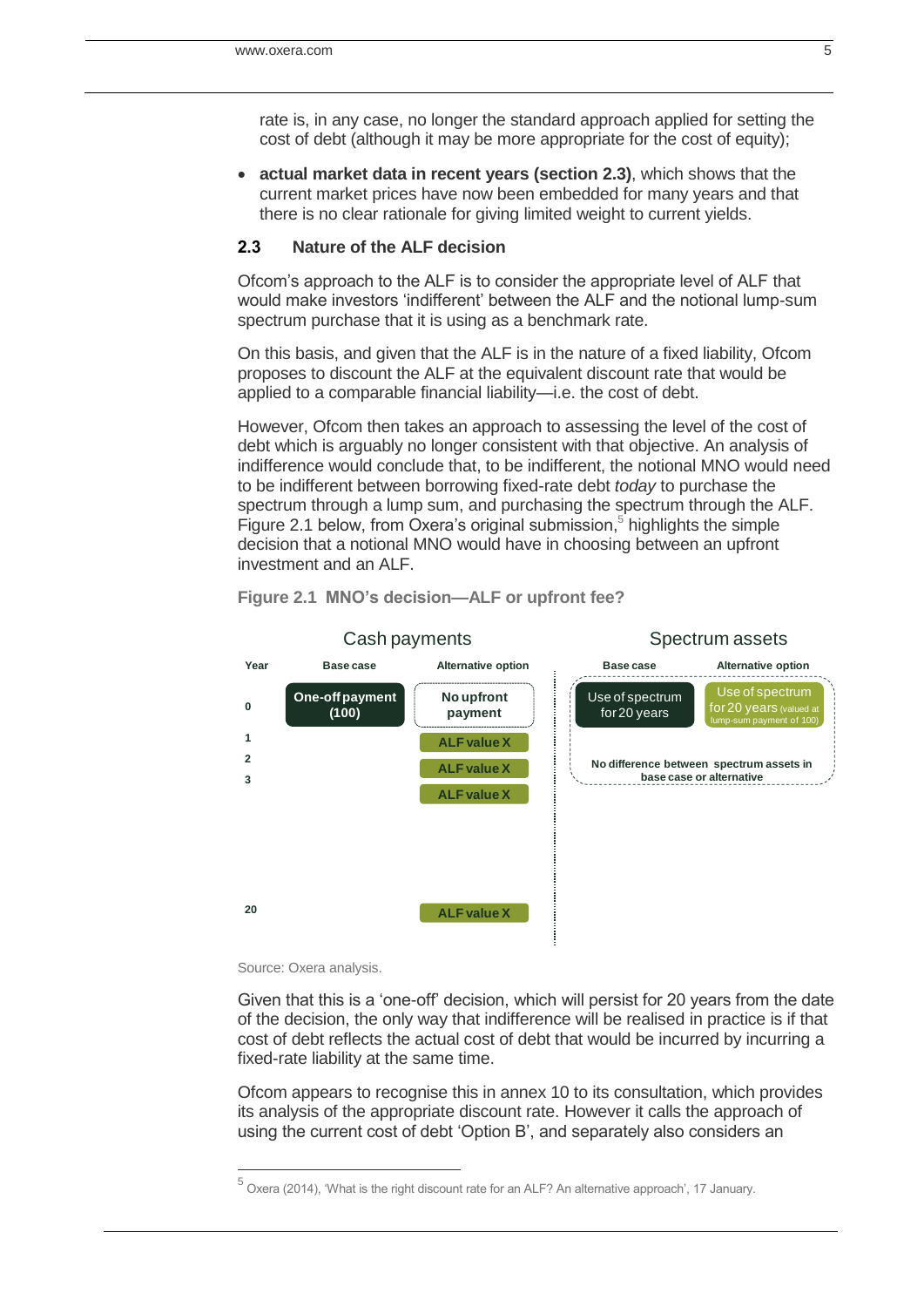rate is, in any case, no longer the standard approach applied for setting the cost of debt (although it may be more appropriate for the cost of equity);

- **actual market data in recent years (section 2.3)**, which shows that the current market prices have now been embedded for many years and that there is no clear rationale for giving limited weight to current yields.

### 2.3 Nature of the ALF decision

Ofcom's approach to the ALF is to consider the appropriate level of ALF that would make investors 'indifferent' between the ALF and the notional lump-sum spectrum purchase that it is using as a benchmark rate.

On this basis, and given that the ALF is in the nature of a fixed liability, Ofcom proposes to discount the ALF at the equivalent discount rate that would be applied to a comparable financial liability—i.e. the cost of debt.

However, Ofcom then takes an approach to assessing the level of the cost of debt which is arguably no longer consistent with that objective. An analysis of indifference would conclude that, to be indifferent, the notional MNO would need to be indifferent between borrowing fixed-rate debt *today* to purchase the spectrum through a lump sum, and purchasing the spectrum through the ALF. Figure 2.1 below, from Oxera's original submission,[5] highlights the simple decision that a notional MNO would have in choosing between an upfront investment and an ALF.

**Figure 2.1 MNO's decision—ALF or upfront fee?**

Cash payments

| Year | Base case | Alternative option |
|---|---|---|
| 0 | One-off payment (100) | No upfront payment |
| 1 | | ALF value X |
| 2 | | ALF value X |
| 3 | | ALF value X |
| 20 | | ALF value X |

Spectrum assets

| Base case | Alternative option |
|---|---|
| Use of spectrum for 20 years | Use of spectrum for 20 years (valued at lump-sum payment of 100) |

No difference between spectrum assets in base case or alternative

Source: Oxera analysis.

Given that this is a 'one-off' decision, which will persist for 20 years from the date of the decision, the only way that indifference will be realised in practice is if that cost of debt reflects the actual cost of debt that would be incurred by incurring a fixed-rate liability at the same time.

Ofcom appears to recognise this in annex 10 to its consultation, which provides its analysis of the appropriate discount rate. However it calls the approach of using the current cost of debt 'Option B', and separately also considers an

[5] Oxera (2014), 'What is the right discount rate for an ALF? An alternative approach', 17 January.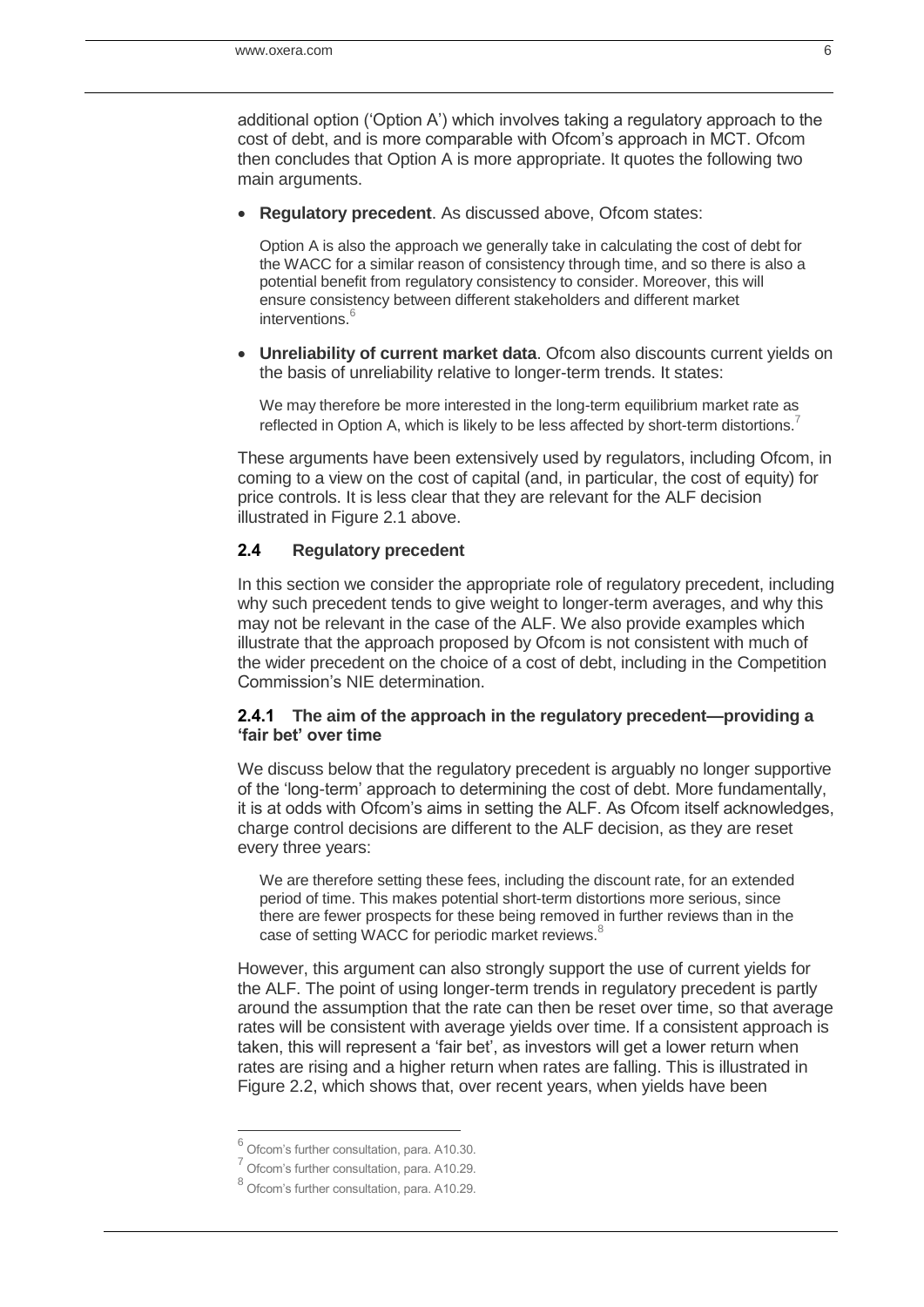additional option ('Option A') which involves taking a regulatory approach to the cost of debt, and is more comparable with Ofcom's approach in MCT. Ofcom then concludes that Option A is more appropriate. It quotes the following two main arguments.

- **Regulatory precedent**. As discussed above, Ofcom states:

  > Option A is also the approach we generally take in calculating the cost of debt for the WACC for a similar reason of consistency through time, and so there is also a potential benefit from regulatory consistency to consider. Moreover, this will ensure consistency between different stakeholders and different market interventions.[6]

- **Unreliability of current market data**. Ofcom also discounts current yields on the basis of unreliability relative to longer-term trends. It states:

  > We may therefore be more interested in the long-term equilibrium market rate as reflected in Option A, which is likely to be less affected by short-term distortions.[7]

These arguments have been extensively used by regulators, including Ofcom, in coming to a view on the cost of capital (and, in particular, the cost of equity) for price controls. It is less clear that they are relevant for the ALF decision illustrated in Figure 2.1 above.

## 2.4 Regulatory precedent

In this section we consider the appropriate role of regulatory precedent, including why such precedent tends to give weight to longer-term averages, and why this may not be relevant in the case of the ALF. We also provide examples which illustrate that the approach proposed by Ofcom is not consistent with much of the wider precedent on the choice of a cost of debt, including in the Competition Commission's NIE determination.

### 2.4.1 The aim of the approach in the regulatory precedent—providing a 'fair bet' over time

We discuss below that the regulatory precedent is arguably no longer supportive of the 'long-term' approach to determining the cost of debt. More fundamentally, it is at odds with Ofcom's aims in setting the ALF. As Ofcom itself acknowledges, charge control decisions are different to the ALF decision, as they are reset every three years:

> We are therefore setting these fees, including the discount rate, for an extended period of time. This makes potential short-term distortions more serious, since there are fewer prospects for these being removed in further reviews than in the case of setting WACC for periodic market reviews.[8]

However, this argument can also strongly support the use of current yields for the ALF. The point of using longer-term trends in regulatory precedent is partly around the assumption that the rate can then be reset over time, so that average rates will be consistent with average yields over time. If a consistent approach is taken, this will represent a 'fair bet', as investors will get a lower return when rates are rising and a higher return when rates are falling. This is illustrated in Figure 2.2, which shows that, over recent years, when yields have been

---

[6] Ofcom's further consultation, para. A10.30.

[7] Ofcom's further consultation, para. A10.29.

[8] Ofcom's further consultation, para. A10.29.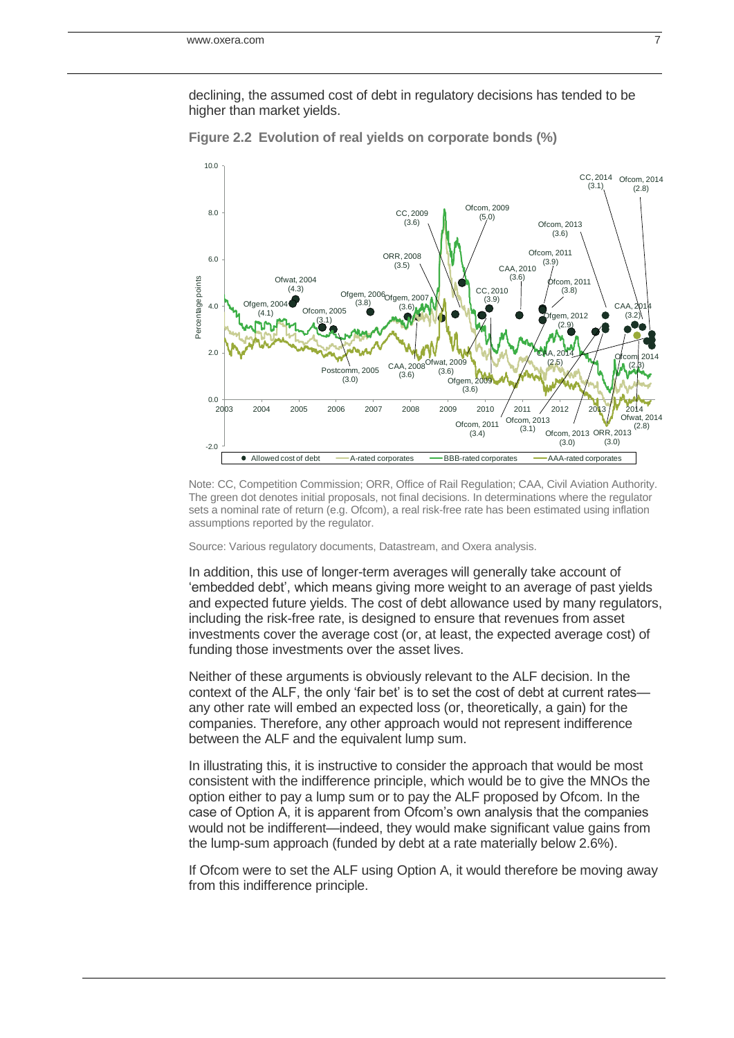declining, the assumed cost of debt in regulatory decisions has tended to be higher than market yields.

**Figure 2.2 Evolution of real yields on corporate bonds (%)**

Note: CC, Competition Commission; ORR, Office of Rail Regulation; CAA, Civil Aviation Authority. The green dot denotes initial proposals, not final decisions. In determinations where the regulator sets a nominal rate of return (e.g. Ofcom), a real risk-free rate has been estimated using inflation assumptions reported by the regulator.

Source: Various regulatory documents, Datastream, and Oxera analysis.

In addition, this use of longer-term averages will generally take account of 'embedded debt', which means giving more weight to an average of past yields and expected future yields. The cost of debt allowance used by many regulators, including the risk-free rate, is designed to ensure that revenues from asset investments cover the average cost (or, at least, the expected average cost) of funding those investments over the asset lives.

Neither of these arguments is obviously relevant to the ALF decision. In the context of the ALF, the only 'fair bet' is to set the cost of debt at current rates—any other rate will embed an expected loss (or, theoretically, a gain) for the companies. Therefore, any other approach would not represent indifference between the ALF and the equivalent lump sum.

In illustrating this, it is instructive to consider the approach that would be most consistent with the indifference principle, which would be to give the MNOs the option either to pay a lump sum or to pay the ALF proposed by Ofcom. In the case of Option A, it is apparent from Ofcom's own analysis that the companies would not be indifferent—indeed, they would make significant value gains from the lump-sum approach (funded by debt at a rate materially below 2.6%).

If Ofcom were to set the ALF using Option A, it would therefore be moving away from this indifference principle.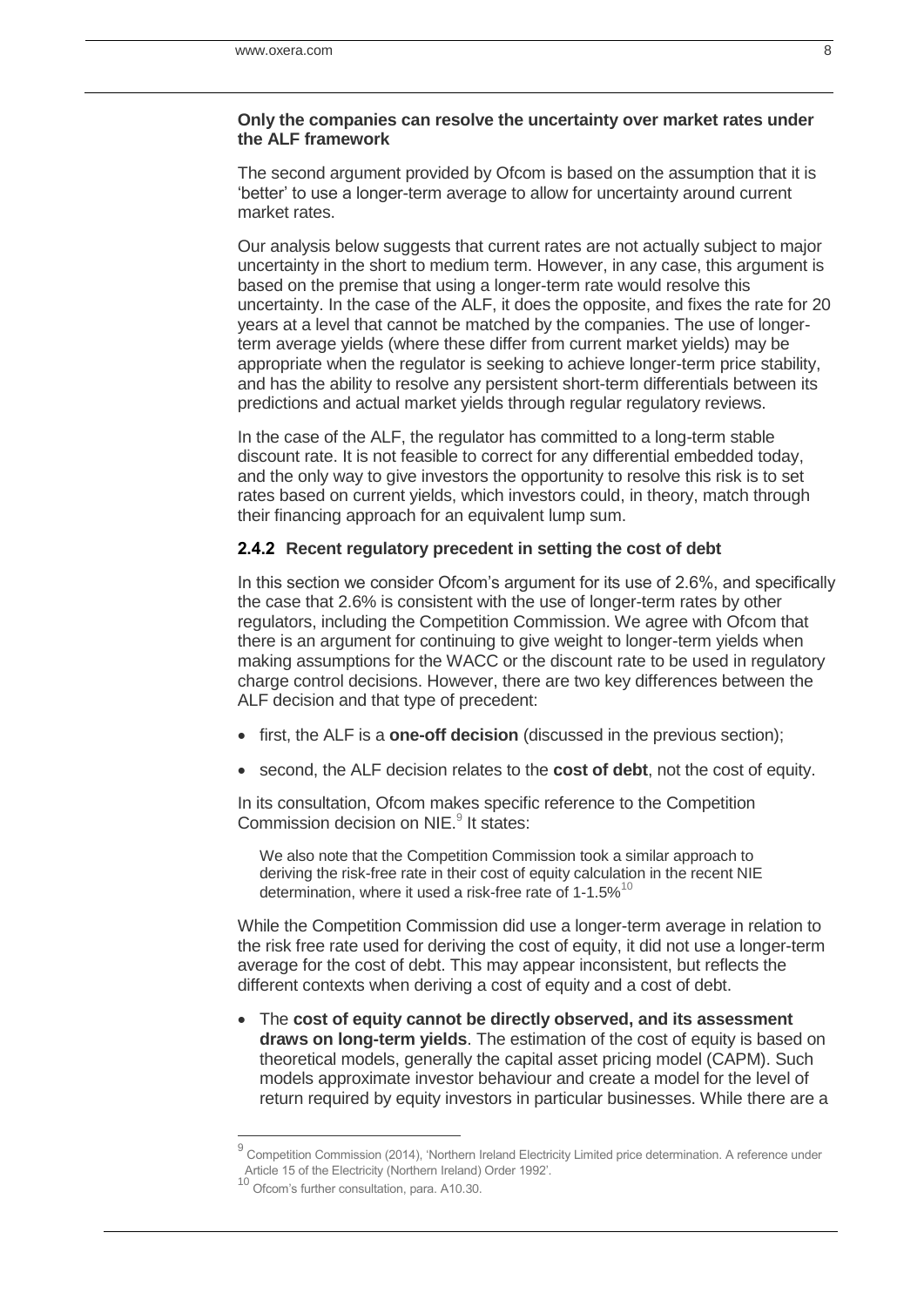**Only the companies can resolve the uncertainty over market rates under the ALF framework**

The second argument provided by Ofcom is based on the assumption that it is 'better' to use a longer-term average to allow for uncertainty around current market rates.

Our analysis below suggests that current rates are not actually subject to major uncertainty in the short to medium term. However, in any case, this argument is based on the premise that using a longer-term rate would resolve this uncertainty. In the case of the ALF, it does the opposite, and fixes the rate for 20 years at a level that cannot be matched by the companies. The use of longer-term average yields (where these differ from current market yields) may be appropriate when the regulator is seeking to achieve longer-term price stability, and has the ability to resolve any persistent short-term differentials between its predictions and actual market yields through regular regulatory reviews.

In the case of the ALF, the regulator has committed to a long-term stable discount rate. It is not feasible to correct for any differential embedded today, and the only way to give investors the opportunity to resolve this risk is to set rates based on current yields, which investors could, in theory, match through their financing approach for an equivalent lump sum.

### 2.4.2 Recent regulatory precedent in setting the cost of debt

In this section we consider Ofcom's argument for its use of 2.6%, and specifically the case that 2.6% is consistent with the use of longer-term rates by other regulators, including the Competition Commission. We agree with Ofcom that there is an argument for continuing to give weight to longer-term yields when making assumptions for the WACC or the discount rate to be used in regulatory charge control decisions. However, there are two key differences between the ALF decision and that type of precedent:

- first, the ALF is a **one-off decision** (discussed in the previous section);
- second, the ALF decision relates to the **cost of debt**, not the cost of equity.

In its consultation, Ofcom makes specific reference to the Competition Commission decision on NIE.[9] It states:

> We also note that the Competition Commission took a similar approach to deriving the risk-free rate in their cost of equity calculation in the recent NIE determination, where it used a risk-free rate of 1-1.5%[10]

While the Competition Commission did use a longer-term average in relation to the risk free rate used for deriving the cost of equity, it did not use a longer-term average for the cost of debt. This may appear inconsistent, but reflects the different contexts when deriving a cost of equity and a cost of debt.

- The **cost of equity cannot be directly observed, and its assessment draws on long-term yields**. The estimation of the cost of equity is based on theoretical models, generally the capital asset pricing model (CAPM). Such models approximate investor behaviour and create a model for the level of return required by equity investors in particular businesses. While there are a

---

[9] Competition Commission (2014), 'Northern Ireland Electricity Limited price determination. A reference under Article 15 of the Electricity (Northern Ireland) Order 1992'.

[10] Ofcom's further consultation, para. A10.30.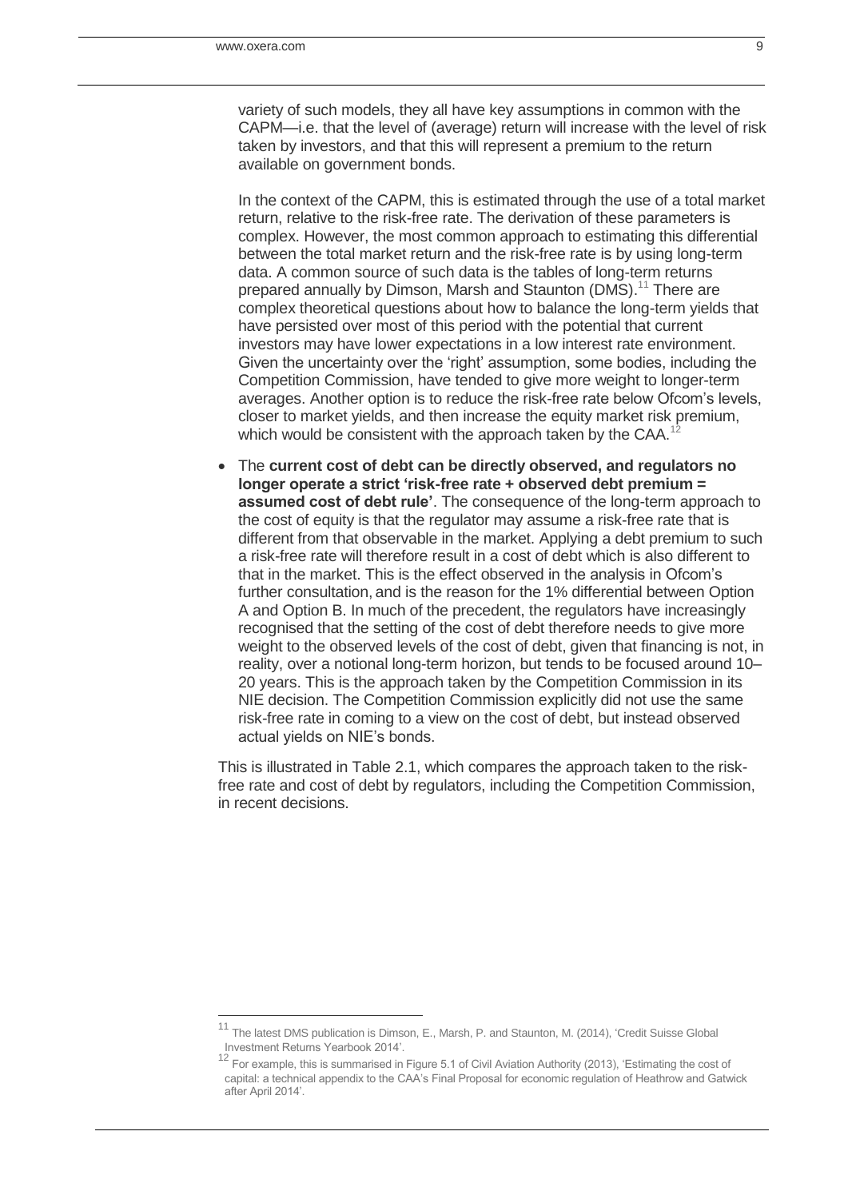variety of such models, they all have key assumptions in common with the CAPM—i.e. that the level of (average) return will increase with the level of risk taken by investors, and that this will represent a premium to the return available on government bonds.

In the context of the CAPM, this is estimated through the use of a total market return, relative to the risk-free rate. The derivation of these parameters is complex. However, the most common approach to estimating this differential between the total market return and the risk-free rate is by using long-term data. A common source of such data is the tables of long-term returns prepared annually by Dimson, Marsh and Staunton (DMS).[11] There are complex theoretical questions about how to balance the long-term yields that have persisted over most of this period with the potential that current investors may have lower expectations in a low interest rate environment. Given the uncertainty over the 'right' assumption, some bodies, including the Competition Commission, have tended to give more weight to longer-term averages. Another option is to reduce the risk-free rate below Ofcom's levels, closer to market yields, and then increase the equity market risk premium, which would be consistent with the approach taken by the CAA.[12]

- The **current cost of debt can be directly observed, and regulators no longer operate a strict 'risk-free rate + observed debt premium = assumed cost of debt rule'**. The consequence of the long-term approach to the cost of equity is that the regulator may assume a risk-free rate that is different from that observable in the market. Applying a debt premium to such a risk-free rate will therefore result in a cost of debt which is also different to that in the market. This is the effect observed in the analysis in Ofcom's further consultation, and is the reason for the 1% differential between Option A and Option B. In much of the precedent, the regulators have increasingly recognised that the setting of the cost of debt therefore needs to give more weight to the observed levels of the cost of debt, given that financing is not, in reality, over a notional long-term horizon, but tends to be focused around 10–20 years. This is the approach taken by the Competition Commission in its NIE decision. The Competition Commission explicitly did not use the same risk-free rate in coming to a view on the cost of debt, but instead observed actual yields on NIE's bonds.

This is illustrated in Table 2.1, which compares the approach taken to the risk-free rate and cost of debt by regulators, including the Competition Commission, in recent decisions.

[11] The latest DMS publication is Dimson, E., Marsh, P. and Staunton, M. (2014), 'Credit Suisse Global Investment Returns Yearbook 2014'.

[12] For example, this is summarised in Figure 5.1 of Civil Aviation Authority (2013), 'Estimating the cost of capital: a technical appendix to the CAA's Final Proposal for economic regulation of Heathrow and Gatwick after April 2014'.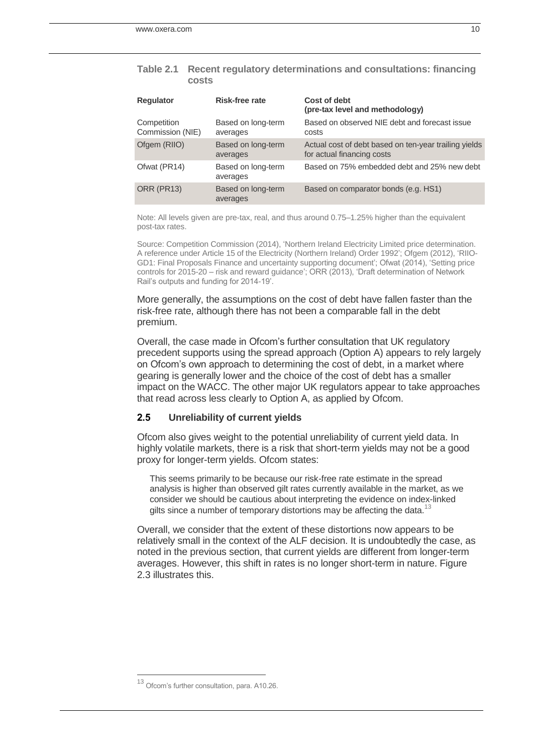**Table 2.1 Recent regulatory determinations and consultations: financing costs**

| Regulator | Risk-free rate | Cost of debt (pre-tax level and methodology) |
|---|---|---|
| Competition Commission (NIE) | Based on long-term averages | Based on observed NIE debt and forecast issue costs |
| Ofgem (RIIO) | Based on long-term averages | Actual cost of debt based on ten-year trailing yields for actual financing costs |
| Ofwat (PR14) | Based on long-term averages | Based on 75% embedded debt and 25% new debt |
| ORR (PR13) | Based on long-term averages | Based on comparator bonds (e.g. HS1) |

Note: All levels given are pre-tax, real, and thus around 0.75–1.25% higher than the equivalent post-tax rates.

Source: Competition Commission (2014), 'Northern Ireland Electricity Limited price determination. A reference under Article 15 of the Electricity (Northern Ireland) Order 1992'; Ofgem (2012), 'RIIO-GD1: Final Proposals Finance and uncertainty supporting document'; Ofwat (2014), 'Setting price controls for 2015-20 – risk and reward guidance'; ORR (2013), 'Draft determination of Network Rail's outputs and funding for 2014-19'.

More generally, the assumptions on the cost of debt have fallen faster than the risk-free rate, although there has not been a comparable fall in the debt premium.

Overall, the case made in Ofcom's further consultation that UK regulatory precedent supports using the spread approach (Option A) appears to rely largely on Ofcom's own approach to determining the cost of debt, in a market where gearing is generally lower and the choice of the cost of debt has a smaller impact on the WACC. The other major UK regulators appear to take approaches that read across less clearly to Option A, as applied by Ofcom.

## 2.5 Unreliability of current yields

Ofcom also gives weight to the potential unreliability of current yield data. In highly volatile markets, there is a risk that short-term yields may not be a good proxy for longer-term yields. Ofcom states:

> This seems primarily to be because our risk-free rate estimate in the spread analysis is higher than observed gilt rates currently available in the market, as we consider we should be cautious about interpreting the evidence on index-linked gilts since a number of temporary distortions may be affecting the data.[13]

Overall, we consider that the extent of these distortions now appears to be relatively small in the context of the ALF decision. It is undoubtedly the case, as noted in the previous section, that current yields are different from longer-term averages. However, this shift in rates is no longer short-term in nature. Figure 2.3 illustrates this.

[13] Ofcom's further consultation, para. A10.26.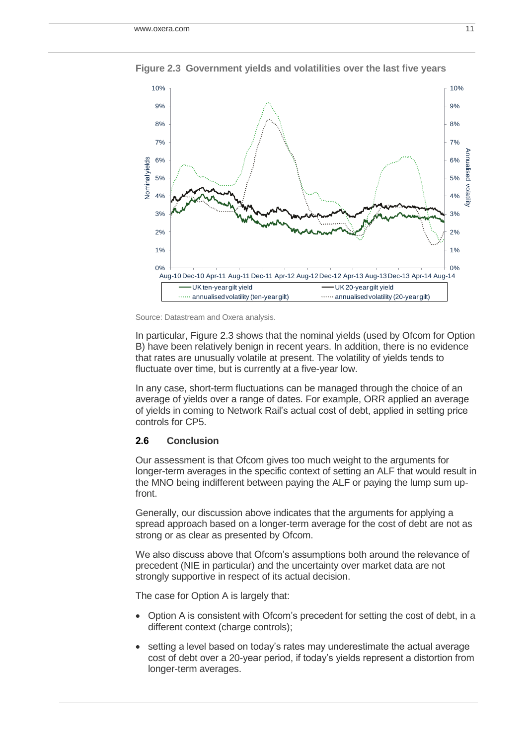**Figure 2.3 Government yields and volatilities over the last five years**

Source: Datastream and Oxera analysis.

In particular, Figure 2.3 shows that the nominal yields (used by Ofcom for Option B) have been relatively benign in recent years. In addition, there is no evidence that rates are unusually volatile at present. The volatility of yields tends to fluctuate over time, but is currently at a five-year low.

In any case, short-term fluctuations can be managed through the choice of an average of yields over a range of dates. For example, ORR applied an average of yields in coming to Network Rail's actual cost of debt, applied in setting price controls for CP5.

### 2.6 Conclusion

Our assessment is that Ofcom gives too much weight to the arguments for longer-term averages in the specific context of setting an ALF that would result in the MNO being indifferent between paying the ALF or paying the lump sum up-front.

Generally, our discussion above indicates that the arguments for applying a spread approach based on a longer-term average for the cost of debt are not as strong or as clear as presented by Ofcom.

We also discuss above that Ofcom's assumptions both around the relevance of precedent (NIE in particular) and the uncertainty over market data are not strongly supportive in respect of its actual decision.

The case for Option A is largely that:

- Option A is consistent with Ofcom's precedent for setting the cost of debt, in a different context (charge controls);
- setting a level based on today's rates may underestimate the actual average cost of debt over a 20-year period, if today's yields represent a distortion from longer-term averages.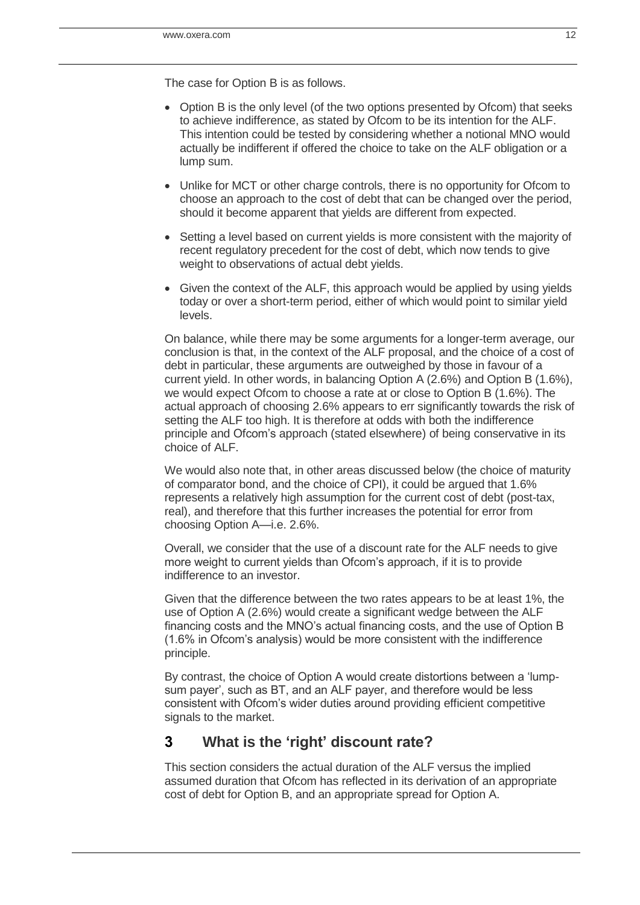The case for Option B is as follows.

- Option B is the only level (of the two options presented by Ofcom) that seeks to achieve indifference, as stated by Ofcom to be its intention for the ALF. This intention could be tested by considering whether a notional MNO would actually be indifferent if offered the choice to take on the ALF obligation or a lump sum.
- Unlike for MCT or other charge controls, there is no opportunity for Ofcom to choose an approach to the cost of debt that can be changed over the period, should it become apparent that yields are different from expected.
- Setting a level based on current yields is more consistent with the majority of recent regulatory precedent for the cost of debt, which now tends to give weight to observations of actual debt yields.
- Given the context of the ALF, this approach would be applied by using yields today or over a short-term period, either of which would point to similar yield levels.

On balance, while there may be some arguments for a longer-term average, our conclusion is that, in the context of the ALF proposal, and the choice of a cost of debt in particular, these arguments are outweighed by those in favour of a current yield. In other words, in balancing Option A (2.6%) and Option B (1.6%), we would expect Ofcom to choose a rate at or close to Option B (1.6%). The actual approach of choosing 2.6% appears to err significantly towards the risk of setting the ALF too high. It is therefore at odds with both the indifference principle and Ofcom's approach (stated elsewhere) of being conservative in its choice of ALF.

We would also note that, in other areas discussed below (the choice of maturity of comparator bond, and the choice of CPI), it could be argued that 1.6% represents a relatively high assumption for the current cost of debt (post-tax, real), and therefore that this further increases the potential for error from choosing Option A—i.e. 2.6%.

Overall, we consider that the use of a discount rate for the ALF needs to give more weight to current yields than Ofcom's approach, if it is to provide indifference to an investor.

Given that the difference between the two rates appears to be at least 1%, the use of Option A (2.6%) would create a significant wedge between the ALF financing costs and the MNO's actual financing costs, and the use of Option B (1.6% in Ofcom's analysis) would be more consistent with the indifference principle.

By contrast, the choice of Option A would create distortions between a 'lump-sum payer', such as BT, and an ALF payer, and therefore would be less consistent with Ofcom's wider duties around providing efficient competitive signals to the market.

## 3 What is the 'right' discount rate?

This section considers the actual duration of the ALF versus the implied assumed duration that Ofcom has reflected in its derivation of an appropriate cost of debt for Option B, and an appropriate spread for Option A.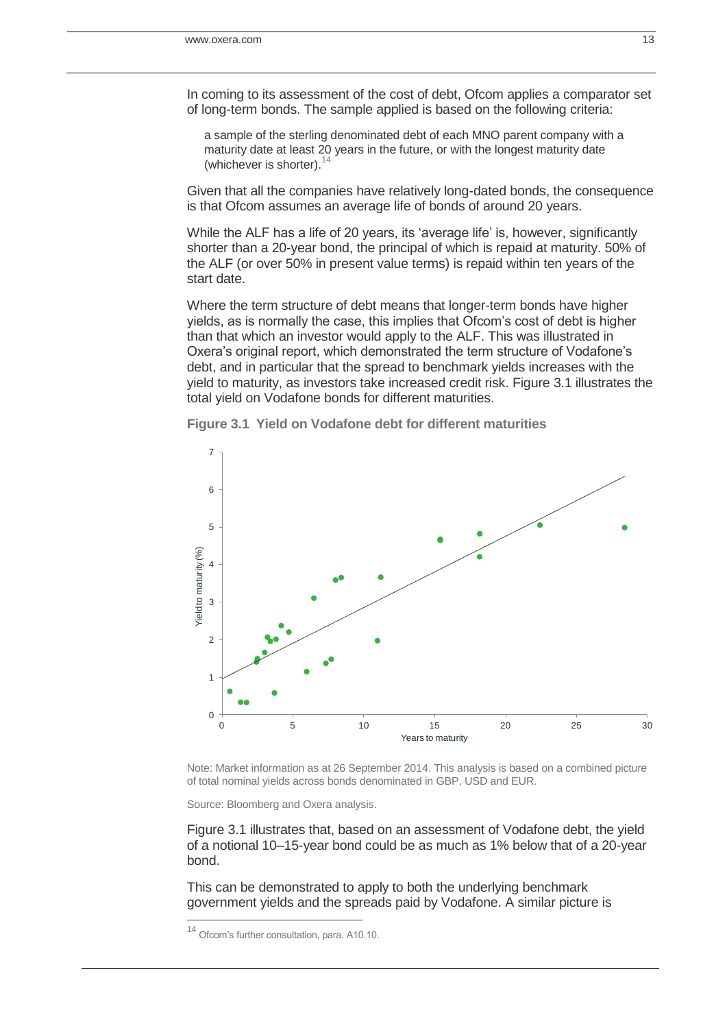In coming to its assessment of the cost of debt, Ofcom applies a comparator set of long-term bonds. The sample applied is based on the following criteria:

> a sample of the sterling denominated debt of each MNO parent company with a maturity date at least 20 years in the future, or with the longest maturity date (whichever is shorter).[14]

Given that all the companies have relatively long-dated bonds, the consequence is that Ofcom assumes an average life of bonds of around 20 years.

While the ALF has a life of 20 years, its 'average life' is, however, significantly shorter than a 20-year bond, the principal of which is repaid at maturity. 50% of the ALF (or over 50% in present value terms) is repaid within ten years of the start date.

Where the term structure of debt means that longer-term bonds have higher yields, as is normally the case, this implies that Ofcom's cost of debt is higher than that which an investor would apply to the ALF. This was illustrated in Oxera's original report, which demonstrated the term structure of Vodafone's debt, and in particular that the spread to benchmark yields increases with the yield to maturity, as investors take increased credit risk. Figure 3.1 illustrates the total yield on Vodafone bonds for different maturities.

**Figure 3.1 Yield on Vodafone debt for different maturities**

Note: Market information as at 26 September 2014. This analysis is based on a combined picture of total nominal yields across bonds denominated in GBP, USD and EUR.

Source: Bloomberg and Oxera analysis.

Figure 3.1 illustrates that, based on an assessment of Vodafone debt, the yield of a notional 10–15-year bond could be as much as 1% below that of a 20-year bond.

This can be demonstrated to apply to both the underlying benchmark government yields and the spreads paid by Vodafone. A similar picture is

[14] Ofcom's further consultation, para. A10.10.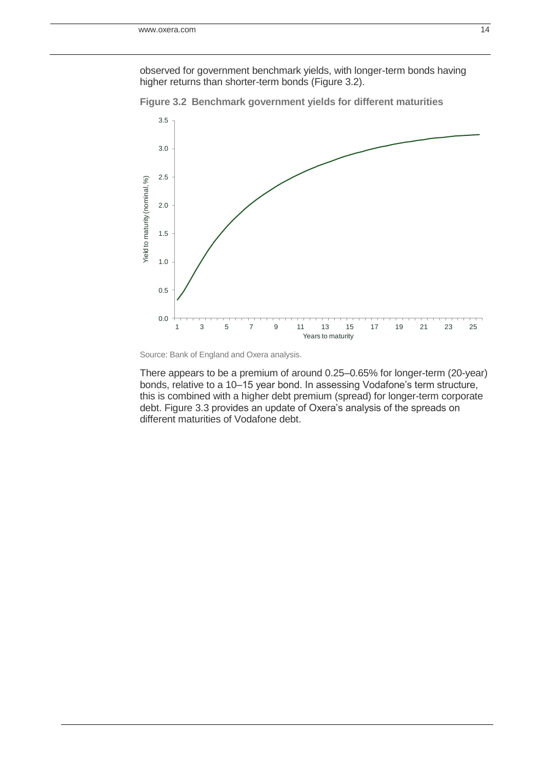observed for government benchmark yields, with longer-term bonds having higher returns than shorter-term bonds (Figure 3.2).

**Figure 3.2 Benchmark government yields for different maturities**

Source: Bank of England and Oxera analysis.

There appears to be a premium of around 0.25–0.65% for longer-term (20-year) bonds, relative to a 10–15 year bond. In assessing Vodafone's term structure, this is combined with a higher debt premium (spread) for longer-term corporate debt. Figure 3.3 provides an update of Oxera's analysis of the spreads on different maturities of Vodafone debt.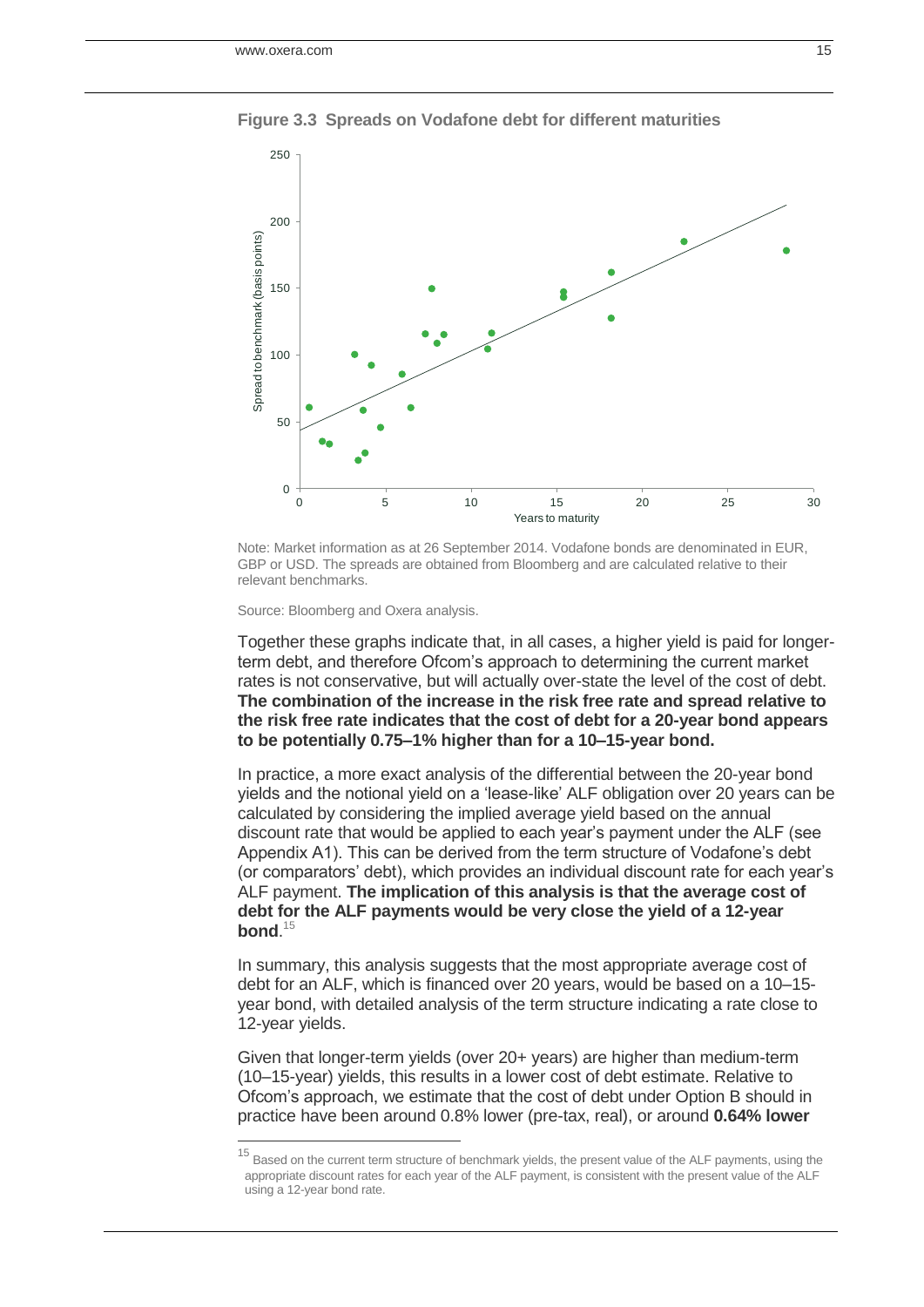**Figure 3.3 Spreads on Vodafone debt for different maturities**

Note: Market information as at 26 September 2014. Vodafone bonds are denominated in EUR, GBP or USD. The spreads are obtained from Bloomberg and are calculated relative to their relevant benchmarks.

Source: Bloomberg and Oxera analysis.

Together these graphs indicate that, in all cases, a higher yield is paid for longer-term debt, and therefore Ofcom's approach to determining the current market rates is not conservative, but will actually over-state the level of the cost of debt. **The combination of the increase in the risk free rate and spread relative to the risk free rate indicates that the cost of debt for a 20-year bond appears to be potentially 0.75–1% higher than for a 10–15-year bond.**

In practice, a more exact analysis of the differential between the 20-year bond yields and the notional yield on a 'lease-like' ALF obligation over 20 years can be calculated by considering the implied average yield based on the annual discount rate that would be applied to each year's payment under the ALF (see Appendix A1). This can be derived from the term structure of Vodafone's debt (or comparators' debt), which provides an individual discount rate for each year's ALF payment. **The implication of this analysis is that the average cost of debt for the ALF payments would be very close the yield of a 12-year bond**.[15]

In summary, this analysis suggests that the most appropriate average cost of debt for an ALF, which is financed over 20 years, would be based on a 10–15-year bond, with detailed analysis of the term structure indicating a rate close to 12-year yields.

Given that longer-term yields (over 20+ years) are higher than medium-term (10–15-year) yields, this results in a lower cost of debt estimate. Relative to Ofcom's approach, we estimate that the cost of debt under Option B should in practice have been around 0.8% lower (pre-tax, real), or around **0.64% lower**

[15] Based on the current term structure of benchmark yields, the present value of the ALF payments, using the appropriate discount rates for each year of the ALF payment, is consistent with the present value of the ALF using a 12-year bond rate.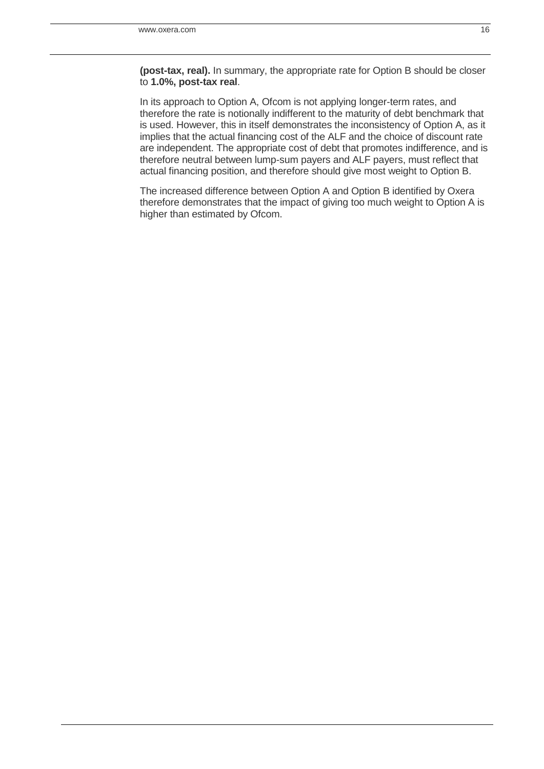**(post-tax, real).** In summary, the appropriate rate for Option B should be closer to **1.0%, post-tax real**.

In its approach to Option A, Ofcom is not applying longer-term rates, and therefore the rate is notionally indifferent to the maturity of debt benchmark that is used. However, this in itself demonstrates the inconsistency of Option A, as it implies that the actual financing cost of the ALF and the choice of discount rate are independent. The appropriate cost of debt that promotes indifference, and is therefore neutral between lump-sum payers and ALF payers, must reflect that actual financing position, and therefore should give most weight to Option B.

The increased difference between Option A and Option B identified by Oxera therefore demonstrates that the impact of giving too much weight to Option A is higher than estimated by Ofcom.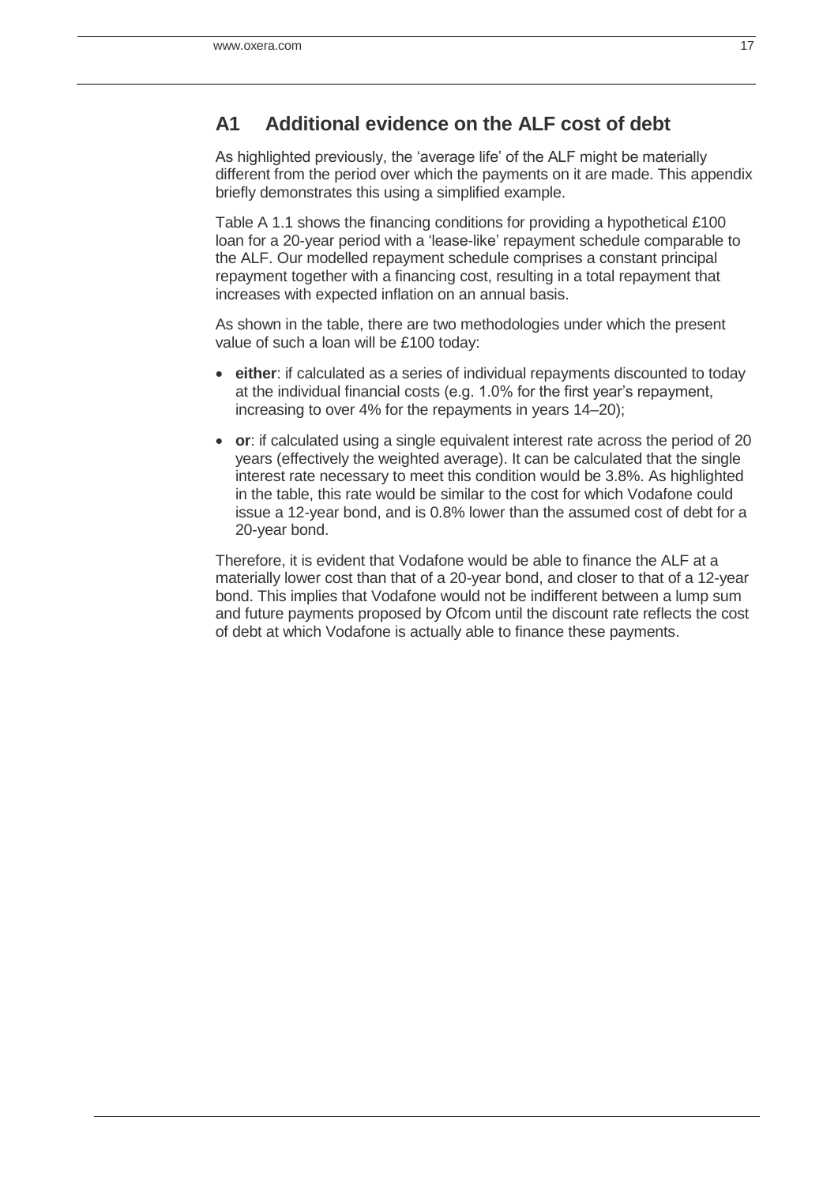## A1 Additional evidence on the ALF cost of debt

As highlighted previously, the 'average life' of the ALF might be materially different from the period over which the payments on it are made. This appendix briefly demonstrates this using a simplified example.

Table A 1.1 shows the financing conditions for providing a hypothetical £100 loan for a 20-year period with a 'lease-like' repayment schedule comparable to the ALF. Our modelled repayment schedule comprises a constant principal repayment together with a financing cost, resulting in a total repayment that increases with expected inflation on an annual basis.

As shown in the table, there are two methodologies under which the present value of such a loan will be £100 today:

- **either**: if calculated as a series of individual repayments discounted to today at the individual financial costs (e.g. 1.0% for the first year's repayment, increasing to over 4% for the repayments in years 14–20);
- **or**: if calculated using a single equivalent interest rate across the period of 20 years (effectively the weighted average). It can be calculated that the single interest rate necessary to meet this condition would be 3.8%. As highlighted in the table, this rate would be similar to the cost for which Vodafone could issue a 12-year bond, and is 0.8% lower than the assumed cost of debt for a 20-year bond.

Therefore, it is evident that Vodafone would be able to finance the ALF at a materially lower cost than that of a 20-year bond, and closer to that of a 12-year bond. This implies that Vodafone would not be indifferent between a lump sum and future payments proposed by Ofcom until the discount rate reflects the cost of debt at which Vodafone is actually able to finance these payments.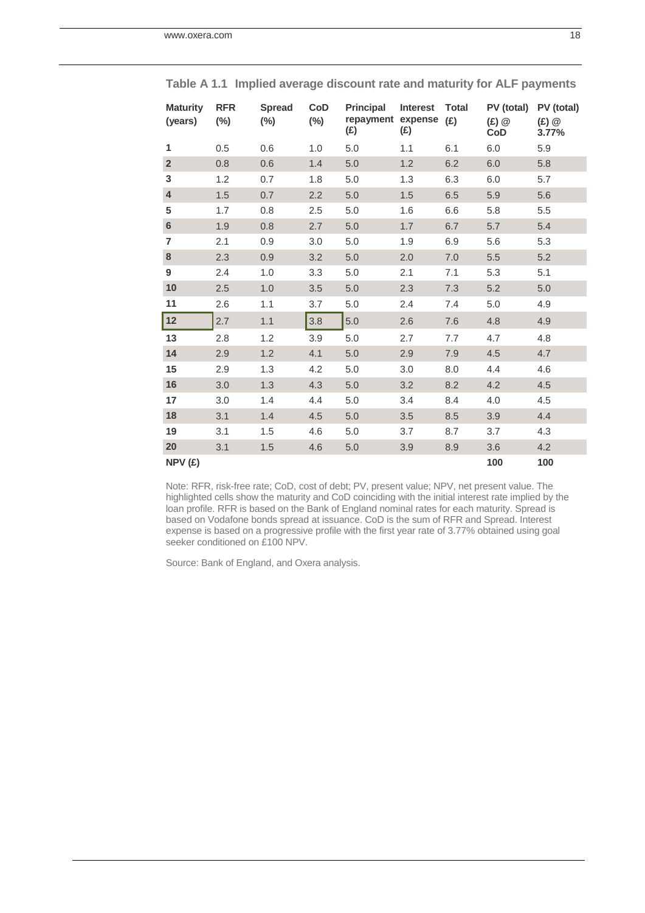**Table A 1.1 Implied average discount rate and maturity for ALF payments**

| Maturity (years) | RFR (%) | Spread (%) | CoD (%) | Principal repayment (£) | Interest expense (£) | Total (£) | PV (total) (£) @ CoD | PV (total) (£) @ 3.77% |
|---|---|---|---|---|---|---|---|---|
| 1 | 0.5 | 0.6 | 1.0 | 5.0 | 1.1 | 6.1 | 6.0 | 5.9 |
| 2 | 0.8 | 0.6 | 1.4 | 5.0 | 1.2 | 6.2 | 6.0 | 5.8 |
| 3 | 1.2 | 0.7 | 1.8 | 5.0 | 1.3 | 6.3 | 6.0 | 5.7 |
| 4 | 1.5 | 0.7 | 2.2 | 5.0 | 1.5 | 6.5 | 5.9 | 5.6 |
| 5 | 1.7 | 0.8 | 2.5 | 5.0 | 1.6 | 6.6 | 5.8 | 5.5 |
| 6 | 1.9 | 0.8 | 2.7 | 5.0 | 1.7 | 6.7 | 5.7 | 5.4 |
| 7 | 2.1 | 0.9 | 3.0 | 5.0 | 1.9 | 6.9 | 5.6 | 5.3 |
| 8 | 2.3 | 0.9 | 3.2 | 5.0 | 2.0 | 7.0 | 5.5 | 5.2 |
| 9 | 2.4 | 1.0 | 3.3 | 5.0 | 2.1 | 7.1 | 5.3 | 5.1 |
| 10 | 2.5 | 1.0 | 3.5 | 5.0 | 2.3 | 7.3 | 5.2 | 5.0 |
| 11 | 2.6 | 1.1 | 3.7 | 5.0 | 2.4 | 7.4 | 5.0 | 4.9 |
| 12 | 2.7 | 1.1 | 3.8 | 5.0 | 2.6 | 7.6 | 4.8 | 4.9 |
| 13 | 2.8 | 1.2 | 3.9 | 5.0 | 2.7 | 7.7 | 4.7 | 4.8 |
| 14 | 2.9 | 1.2 | 4.1 | 5.0 | 2.9 | 7.9 | 4.5 | 4.7 |
| 15 | 2.9 | 1.3 | 4.2 | 5.0 | 3.0 | 8.0 | 4.4 | 4.6 |
| 16 | 3.0 | 1.3 | 4.3 | 5.0 | 3.2 | 8.2 | 4.2 | 4.5 |
| 17 | 3.0 | 1.4 | 4.4 | 5.0 | 3.4 | 8.4 | 4.0 | 4.5 |
| 18 | 3.1 | 1.4 | 4.5 | 5.0 | 3.5 | 8.5 | 3.9 | 4.4 |
| 19 | 3.1 | 1.5 | 4.6 | 5.0 | 3.7 | 8.7 | 3.7 | 4.3 |
| 20 | 3.1 | 1.5 | 4.6 | 5.0 | 3.9 | 8.9 | 3.6 | 4.2 |
| NPV (£) | | | | | | | 100 | 100 |

Note: RFR, risk-free rate; CoD, cost of debt; PV, present value; NPV, net present value. The highlighted cells show the maturity and CoD coinciding with the initial interest rate implied by the loan profile. RFR is based on the Bank of England nominal rates for each maturity. Spread is based on Vodafone bonds spread at issuance. CoD is the sum of RFR and Spread. Interest expense is based on a progressive profile with the first year rate of 3.77% obtained using goal seeker conditioned on £100 NPV.

Source: Bank of England, and Oxera analysis.